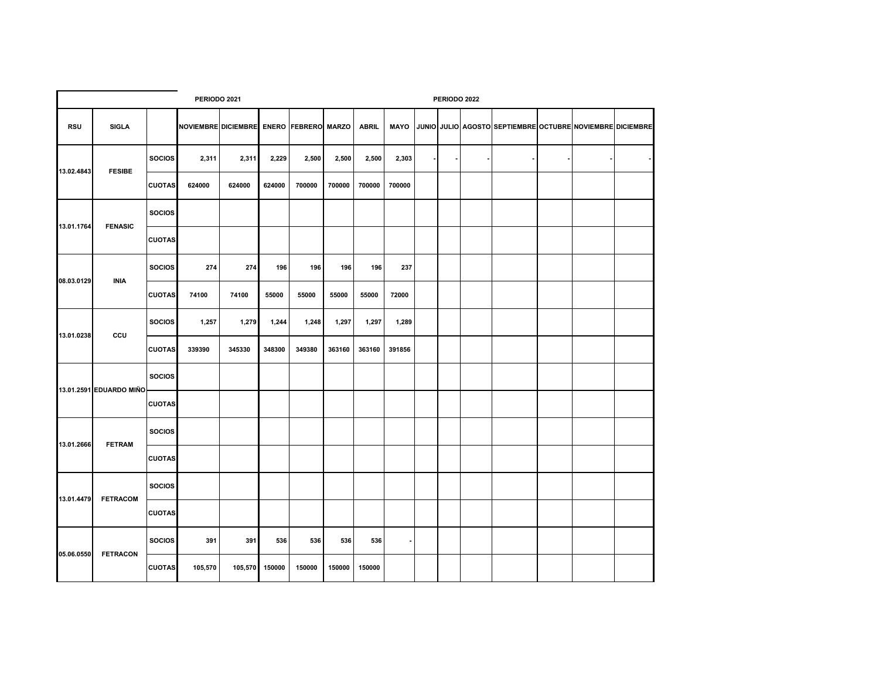| | | | PERIODO 2021 | | PERIODO 2022 | | | | | | | | | | | | |
|---|---|---|---|---|---|---|---|---|---|---|---|---|---|---|---|---|---|
| RSU | SIGLA | | NOVIEMBRE | DICIEMBRE | ENERO | FEBRERO | MARZO | ABRIL | MAYO | JUNIO | JULIO | AGOSTO | SEPTIEMBRE | OCTUBRE | NOVIEMBRE | DICIEMBRE |
| 13.02.4843 | FESIBE | SOCIOS | 2,311 | 2,311 | 2,229 | 2,500 | 2,500 | 2,500 | 2,303 | - | - | - | - | - | - | - |
| | | CUOTAS | 624000 | 624000 | 624000 | 700000 | 700000 | 700000 | 700000 | | | | | | | |
| 13.01.1764 | FENASIC | SOCIOS | | | | | | | | | | | | | | |
| | | CUOTAS | | | | | | | | | | | | | | |
| 08.03.0129 | INIA | SOCIOS | 274 | 274 | 196 | 196 | 196 | 196 | 237 | | | | | | | |
| | | CUOTAS | 74100 | 74100 | 55000 | 55000 | 55000 | 55000 | 72000 | | | | | | | |
| 13.01.0238 | CCU | SOCIOS | 1,257 | 1,279 | 1,244 | 1,248 | 1,297 | 1,297 | 1,289 | | | | | | | |
| | | CUOTAS | 339390 | 345330 | 348300 | 349380 | 363160 | 363160 | 391856 | | | | | | | |
| 13.01.2591 | EDUARDO MIÑO | SOCIOS | | | | | | | | | | | | | | |
| | | CUOTAS | | | | | | | | | | | | | | |
| 13.01.2666 | FETRAM | SOCIOS | | | | | | | | | | | | | | |
| | | CUOTAS | | | | | | | | | | | | | | |
| 13.01.4479 | FETRACOM | SOCIOS | | | | | | | | | | | | | | |
| | | CUOTAS | | | | | | | | | | | | | | |
| 05.06.0550 | FETRACON | SOCIOS | 391 | 391 | 536 | 536 | 536 | 536 | - | | | | | | | |
| | | CUOTAS | 105,570 | 105,570 | 150000 | 150000 | 150000 | 150000 | | | | | | | | |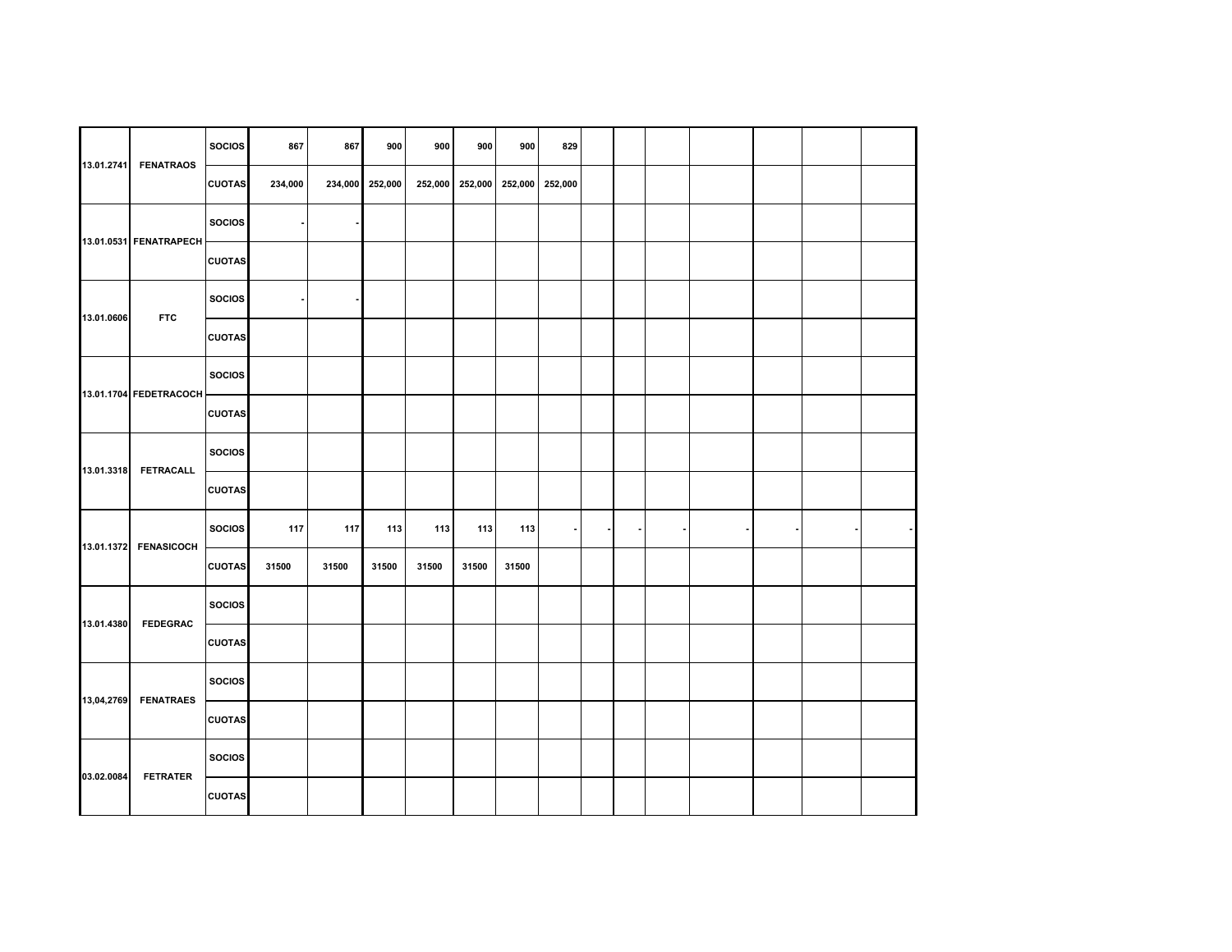| | | | | | | | | | | | | | | | | |
|---|---|---|---|---|---|---|---|---|---|---|---|---|---|---|---|---|
| 13.01.2741 | FENATRAOS | SOCIOS | 867 | 867 | 900 | 900 | 900 | 900 | 829 | | | | | | | |
| | | CUOTAS | 234,000 | 234,000 | 252,000 | 252,000 | 252,000 | 252,000 | 252,000 | | | | | | | |
| 13.01.0531 | FENATRAPECH | SOCIOS | - | - | | | | | | | | | | | | |
| | | CUOTAS | | | | | | | | | | | | | | |
| 13.01.0606 | FTC | SOCIOS | - | - | | | | | | | | | | | | |
| | | CUOTAS | | | | | | | | | | | | | | |
| 13.01.1704 | FEDETRACOCH | SOCIOS | | | | | | | | | | | | | | |
| | | CUOTAS | | | | | | | | | | | | | | |
| 13.01.3318 | FETRACALL | SOCIOS | | | | | | | | | | | | | | |
| | | CUOTAS | | | | | | | | | | | | | | |
| 13.01.1372 | FENASICOCH | SOCIOS | 117 | 117 | 113 | 113 | 113 | 113 | - | - | - | - | - | - | - | - |
| | | CUOTAS | 31500 | 31500 | 31500 | 31500 | 31500 | 31500 | | | | | | | | |
| 13.01.4380 | FEDEGRAC | SOCIOS | | | | | | | | | | | | | | |
| | | CUOTAS | | | | | | | | | | | | | | |
| 13,04,2769 | FENATRAES | SOCIOS | | | | | | | | | | | | | | |
| | | CUOTAS | | | | | | | | | | | | | | |
| 03.02.0084 | FETRATER | SOCIOS | | | | | | | | | | | | | | |
| | | CUOTAS | | | | | | | | | | | | | | |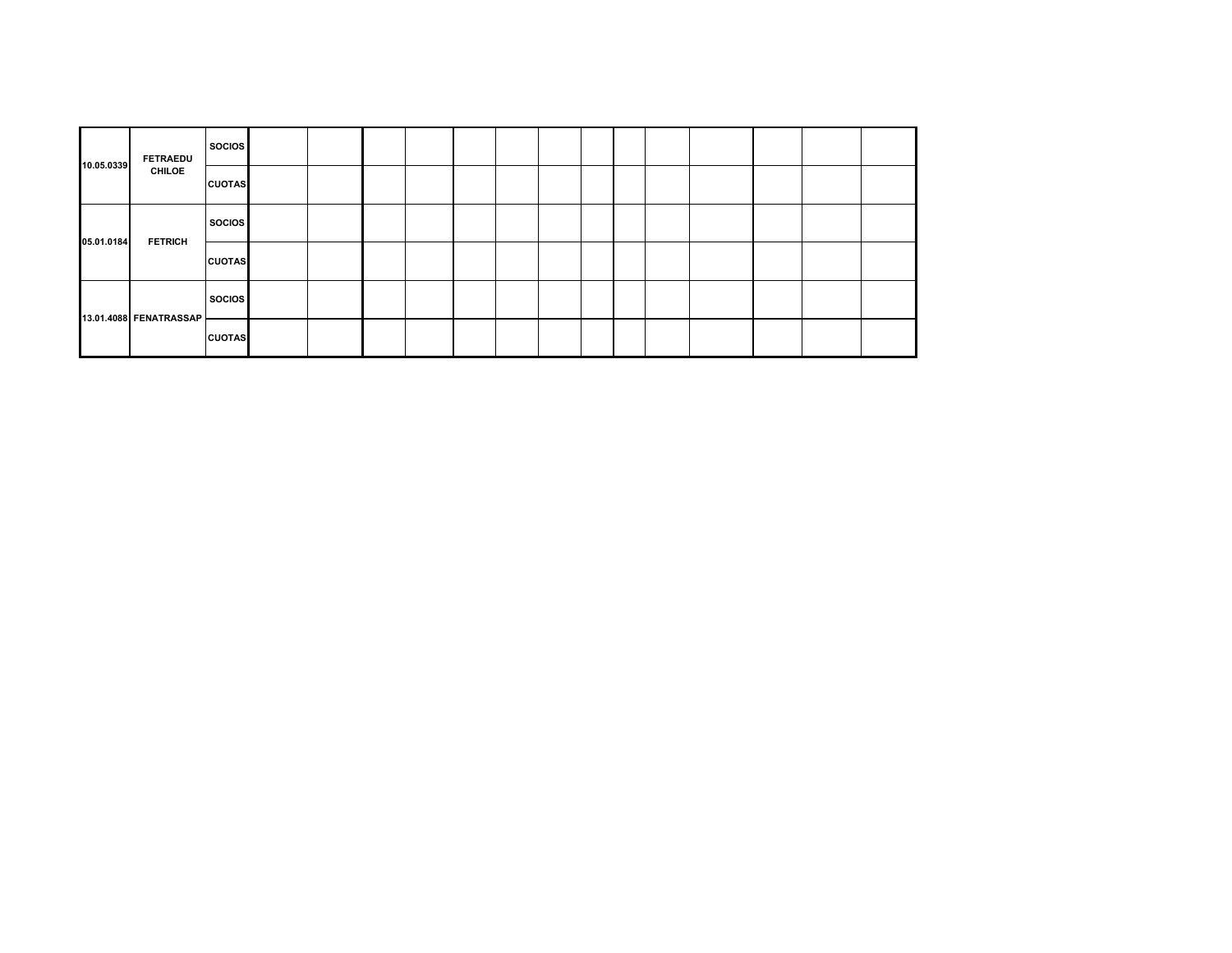| | | | | | | | | | | | | | | | | |
|---|---|---|---|---|---|---|---|---|---|---|---|---|---|---|---|---|
| 10.05.0339 | FETRAEDU CHILOE | SOCIOS | | | | | | | | | | | | | | |
| | | CUOTAS | | | | | | | | | | | | | | |
| 05.01.0184 | FETRICH | SOCIOS | | | | | | | | | | | | | | |
| | | CUOTAS | | | | | | | | | | | | | | |
| 13.01.4088 | FENATRASSAP | SOCIOS | | | | | | | | | | | | | | |
| | | CUOTAS | | | | | | | | | | | | | | |